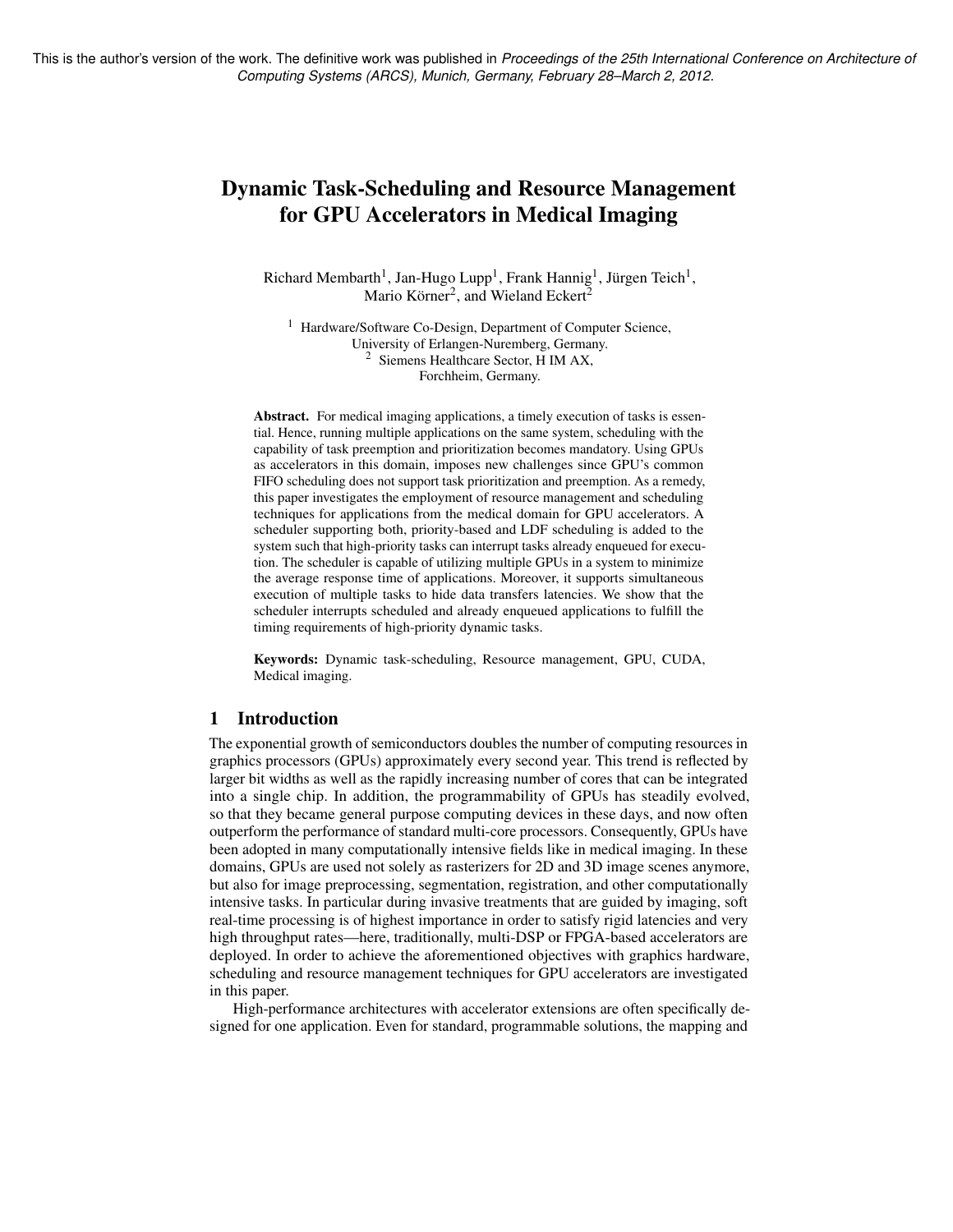This is the author's version of the work. The definitive work was published in *Proceedings of the 25th International Conference on Architecture of Computing Systems (ARCS), Munich, Germany, February 28–March 2, 2012.*

# Dynamic Task-Scheduling and Resource Management for GPU Accelerators in Medical Imaging

Richard Membarth[1], Jan-Hugo Lupp[1], Frank Hannig[1], Jürgen Teich[1], Mario Körner[2], and Wieland Eckert[2]

[1] Hardware/Software Co-Design, Department of Computer Science, University of Erlangen-Nuremberg, Germany.
[2] Siemens Healthcare Sector, H IM AX, Forchheim, Germany.

**Abstract.** For medical imaging applications, a timely execution of tasks is essential. Hence, running multiple applications on the same system, scheduling with the capability of task preemption and prioritization becomes mandatory. Using GPUs as accelerators in this domain, imposes new challenges since GPU's common FIFO scheduling does not support task prioritization and preemption. As a remedy, this paper investigates the employment of resource management and scheduling techniques for applications from the medical domain for GPU accelerators. A scheduler supporting both, priority-based and LDF scheduling is added to the system such that high-priority tasks can interrupt tasks already enqueued for execution. The scheduler is capable of utilizing multiple GPUs in a system to minimize the average response time of applications. Moreover, it supports simultaneous execution of multiple tasks to hide data transfers latencies. We show that the scheduler interrupts scheduled and already enqueued applications to fulfill the timing requirements of high-priority dynamic tasks.

**Keywords:** Dynamic task-scheduling, Resource management, GPU, CUDA, Medical imaging.

## 1 Introduction

The exponential growth of semiconductors doubles the number of computing resources in graphics processors (GPUs) approximately every second year. This trend is reflected by larger bit widths as well as the rapidly increasing number of cores that can be integrated into a single chip. In addition, the programmability of GPUs has steadily evolved, so that they became general purpose computing devices in these days, and now often outperform the performance of standard multi-core processors. Consequently, GPUs have been adopted in many computationally intensive fields like in medical imaging. In these domains, GPUs are used not solely as rasterizers for 2D and 3D image scenes anymore, but also for image preprocessing, segmentation, registration, and other computationally intensive tasks. In particular during invasive treatments that are guided by imaging, soft real-time processing is of highest importance in order to satisfy rigid latencies and very high throughput rates—here, traditionally, multi-DSP or FPGA-based accelerators are deployed. In order to achieve the aforementioned objectives with graphics hardware, scheduling and resource management techniques for GPU accelerators are investigated in this paper.

High-performance architectures with accelerator extensions are often specifically designed for one application. Even for standard, programmable solutions, the mapping and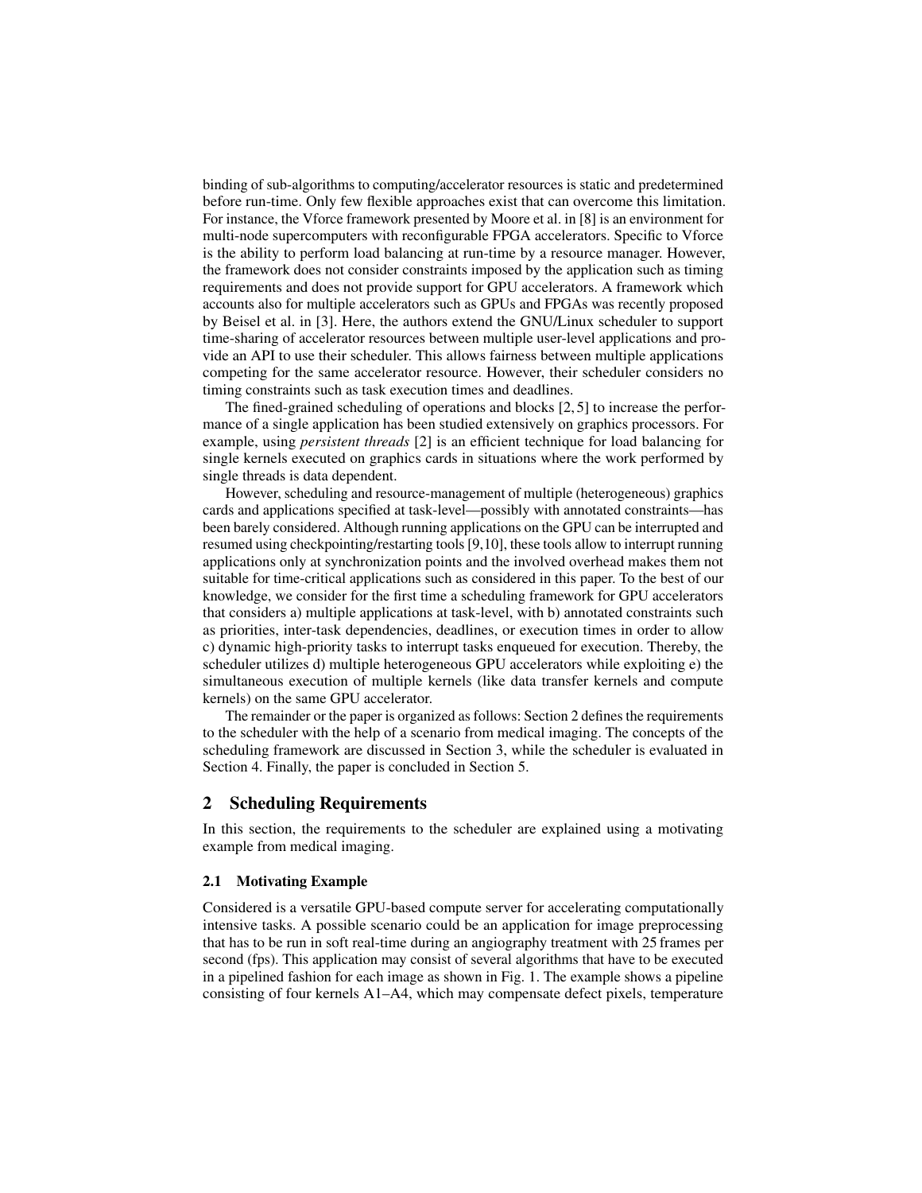binding of sub-algorithms to computing/accelerator resources is static and predetermined before run-time. Only few flexible approaches exist that can overcome this limitation. For instance, the Vforce framework presented by Moore et al. in [8] is an environment for multi-node supercomputers with reconfigurable FPGA accelerators. Specific to Vforce is the ability to perform load balancing at run-time by a resource manager. However, the framework does not consider constraints imposed by the application such as timing requirements and does not provide support for GPU accelerators. A framework which accounts also for multiple accelerators such as GPUs and FPGAs was recently proposed by Beisel et al. in [3]. Here, the authors extend the GNU/Linux scheduler to support time-sharing of accelerator resources between multiple user-level applications and provide an API to use their scheduler. This allows fairness between multiple applications competing for the same accelerator resource. However, their scheduler considers no timing constraints such as task execution times and deadlines.

The fined-grained scheduling of operations and blocks [2, 5] to increase the performance of a single application has been studied extensively on graphics processors. For example, using *persistent threads* [2] is an efficient technique for load balancing for single kernels executed on graphics cards in situations where the work performed by single threads is data dependent.

However, scheduling and resource-management of multiple (heterogeneous) graphics cards and applications specified at task-level—possibly with annotated constraints—has been barely considered. Although running applications on the GPU can be interrupted and resumed using checkpointing/restarting tools [9,10], these tools allow to interrupt running applications only at synchronization points and the involved overhead makes them not suitable for time-critical applications such as considered in this paper. To the best of our knowledge, we consider for the first time a scheduling framework for GPU accelerators that considers a) multiple applications at task-level, with b) annotated constraints such as priorities, inter-task dependencies, deadlines, or execution times in order to allow c) dynamic high-priority tasks to interrupt tasks enqueued for execution. Thereby, the scheduler utilizes d) multiple heterogeneous GPU accelerators while exploiting e) the simultaneous execution of multiple kernels (like data transfer kernels and compute kernels) on the same GPU accelerator.

The remainder or the paper is organized as follows: Section 2 defines the requirements to the scheduler with the help of a scenario from medical imaging. The concepts of the scheduling framework are discussed in Section 3, while the scheduler is evaluated in Section 4. Finally, the paper is concluded in Section 5.

## 2 Scheduling Requirements

In this section, the requirements to the scheduler are explained using a motivating example from medical imaging.

### 2.1 Motivating Example

Considered is a versatile GPU-based compute server for accelerating computationally intensive tasks. A possible scenario could be an application for image preprocessing that has to be run in soft real-time during an angiography treatment with 25 frames per second (fps). This application may consist of several algorithms that have to be executed in a pipelined fashion for each image as shown in Fig. 1. The example shows a pipeline consisting of four kernels A1–A4, which may compensate defect pixels, temperature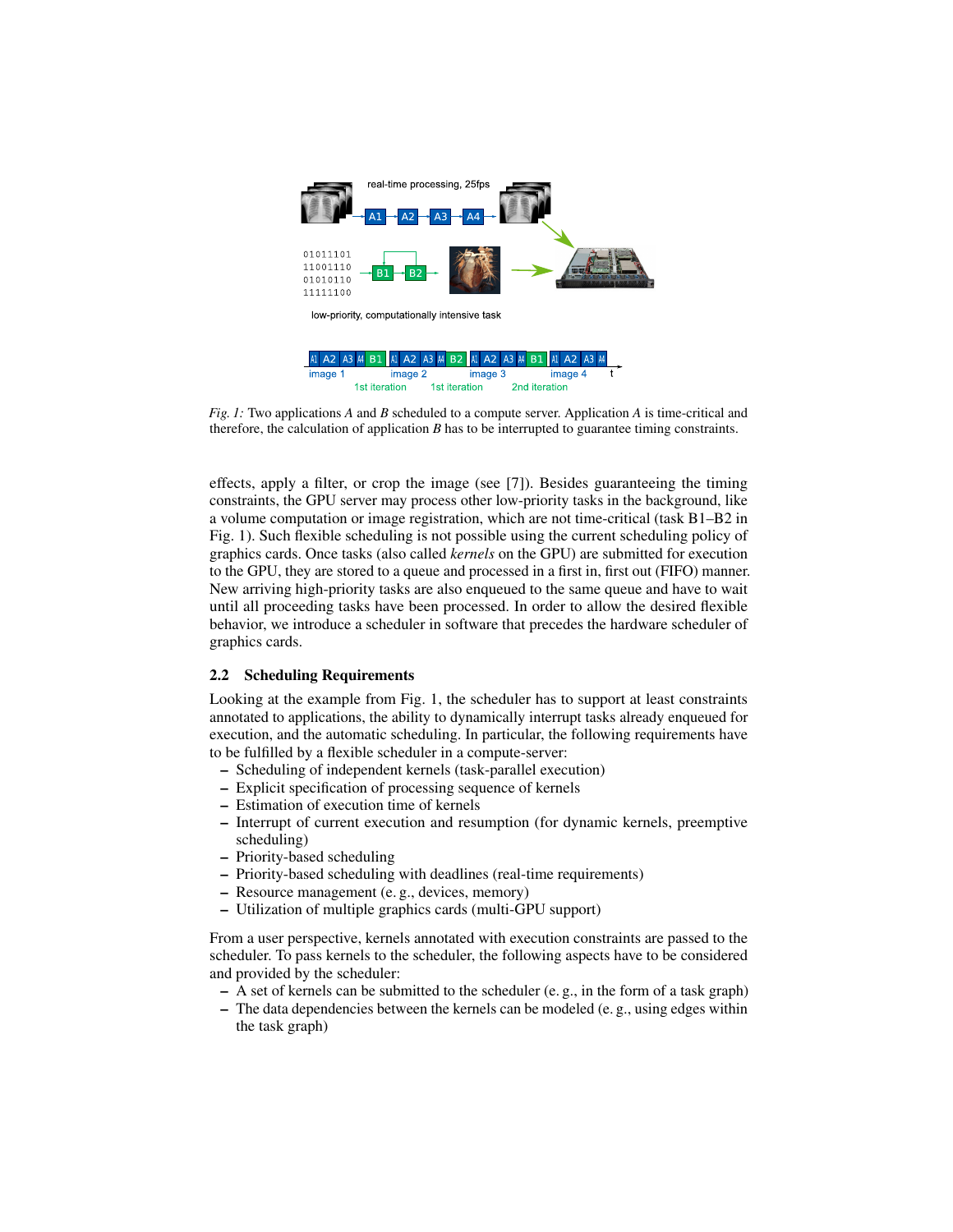*Fig. 1:* Two applications *A* and *B* scheduled to a compute server. Application *A* is time-critical and therefore, the calculation of application *B* has to be interrupted to guarantee timing constraints.

effects, apply a filter, or crop the image (see [7]). Besides guaranteeing the timing constraints, the GPU server may process other low-priority tasks in the background, like a volume computation or image registration, which are not time-critical (task B1–B2 in Fig. 1). Such flexible scheduling is not possible using the current scheduling policy of graphics cards. Once tasks (also called *kernels* on the GPU) are submitted for execution to the GPU, they are stored to a queue and processed in a first in, first out (FIFO) manner. New arriving high-priority tasks are also enqueued to the same queue and have to wait until all proceeding tasks have been processed. In order to allow the desired flexible behavior, we introduce a scheduler in software that precedes the hardware scheduler of graphics cards.

### 2.2 Scheduling Requirements

Looking at the example from Fig. 1, the scheduler has to support at least constraints annotated to applications, the ability to dynamically interrupt tasks already enqueued for execution, and the automatic scheduling. In particular, the following requirements have to be fulfilled by a flexible scheduler in a compute-server:

- Scheduling of independent kernels (task-parallel execution)
- Explicit specification of processing sequence of kernels
- Estimation of execution time of kernels
- Interrupt of current execution and resumption (for dynamic kernels, preemptive scheduling)
- Priority-based scheduling
- Priority-based scheduling with deadlines (real-time requirements)
- Resource management (e. g., devices, memory)
- Utilization of multiple graphics cards (multi-GPU support)

From a user perspective, kernels annotated with execution constraints are passed to the scheduler. To pass kernels to the scheduler, the following aspects have to be considered and provided by the scheduler:

- A set of kernels can be submitted to the scheduler (e. g., in the form of a task graph)
- The data dependencies between the kernels can be modeled (e. g., using edges within the task graph)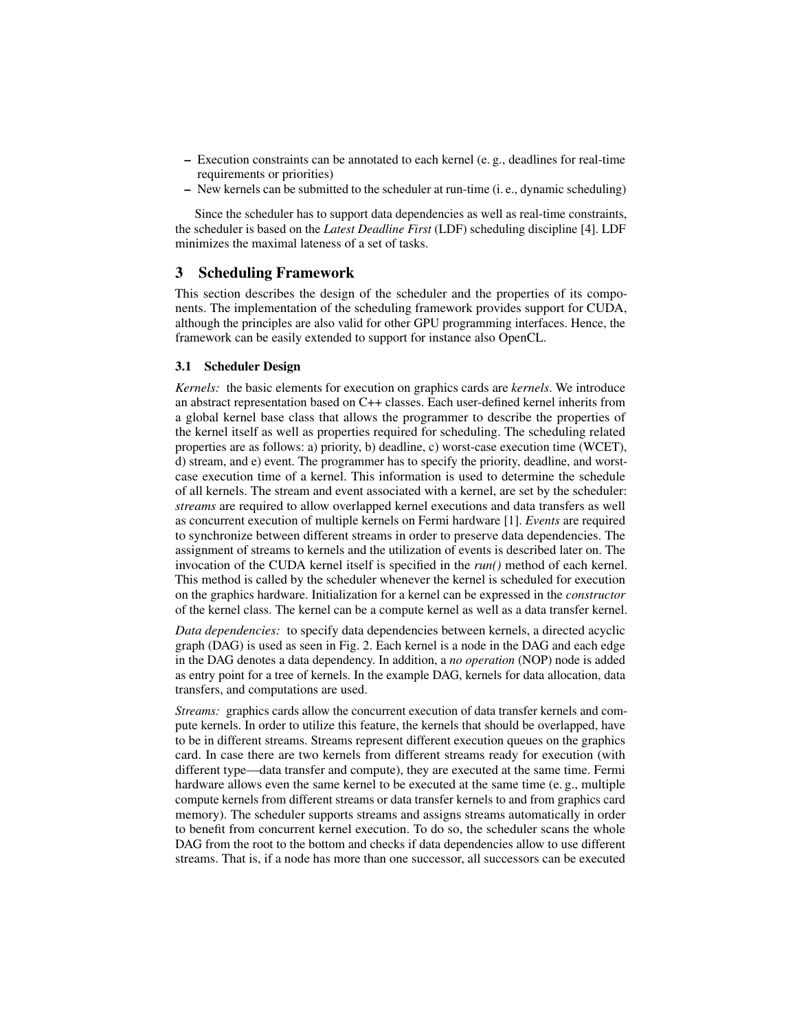- Execution constraints can be annotated to each kernel (e. g., deadlines for real-time requirements or priorities)
- New kernels can be submitted to the scheduler at run-time (i. e., dynamic scheduling)

Since the scheduler has to support data dependencies as well as real-time constraints, the scheduler is based on the *Latest Deadline First* (LDF) scheduling discipline [4]. LDF minimizes the maximal lateness of a set of tasks.

## 3 Scheduling Framework

This section describes the design of the scheduler and the properties of its components. The implementation of the scheduling framework provides support for CUDA, although the principles are also valid for other GPU programming interfaces. Hence, the framework can be easily extended to support for instance also OpenCL.

### 3.1 Scheduler Design

*Kernels:* the basic elements for execution on graphics cards are *kernels*. We introduce an abstract representation based on C++ classes. Each user-defined kernel inherits from a global kernel base class that allows the programmer to describe the properties of the kernel itself as well as properties required for scheduling. The scheduling related properties are as follows: a) priority, b) deadline, c) worst-case execution time (WCET), d) stream, and e) event. The programmer has to specify the priority, deadline, and worst-case execution time of a kernel. This information is used to determine the schedule of all kernels. The stream and event associated with a kernel, are set by the scheduler: *streams* are required to allow overlapped kernel executions and data transfers as well as concurrent execution of multiple kernels on Fermi hardware [1]. *Events* are required to synchronize between different streams in order to preserve data dependencies. The assignment of streams to kernels and the utilization of events is described later on. The invocation of the CUDA kernel itself is specified in the *run()* method of each kernel. This method is called by the scheduler whenever the kernel is scheduled for execution on the graphics hardware. Initialization for a kernel can be expressed in the *constructor* of the kernel class. The kernel can be a compute kernel as well as a data transfer kernel.

*Data dependencies:* to specify data dependencies between kernels, a directed acyclic graph (DAG) is used as seen in Fig. 2. Each kernel is a node in the DAG and each edge in the DAG denotes a data dependency. In addition, a *no operation* (NOP) node is added as entry point for a tree of kernels. In the example DAG, kernels for data allocation, data transfers, and computations are used.

*Streams:* graphics cards allow the concurrent execution of data transfer kernels and compute kernels. In order to utilize this feature, the kernels that should be overlapped, have to be in different streams. Streams represent different execution queues on the graphics card. In case there are two kernels from different streams ready for execution (with different type—data transfer and compute), they are executed at the same time. Fermi hardware allows even the same kernel to be executed at the same time (e. g., multiple compute kernels from different streams or data transfer kernels to and from graphics card memory). The scheduler supports streams and assigns streams automatically in order to benefit from concurrent kernel execution. To do so, the scheduler scans the whole DAG from the root to the bottom and checks if data dependencies allow to use different streams. That is, if a node has more than one successor, all successors can be executed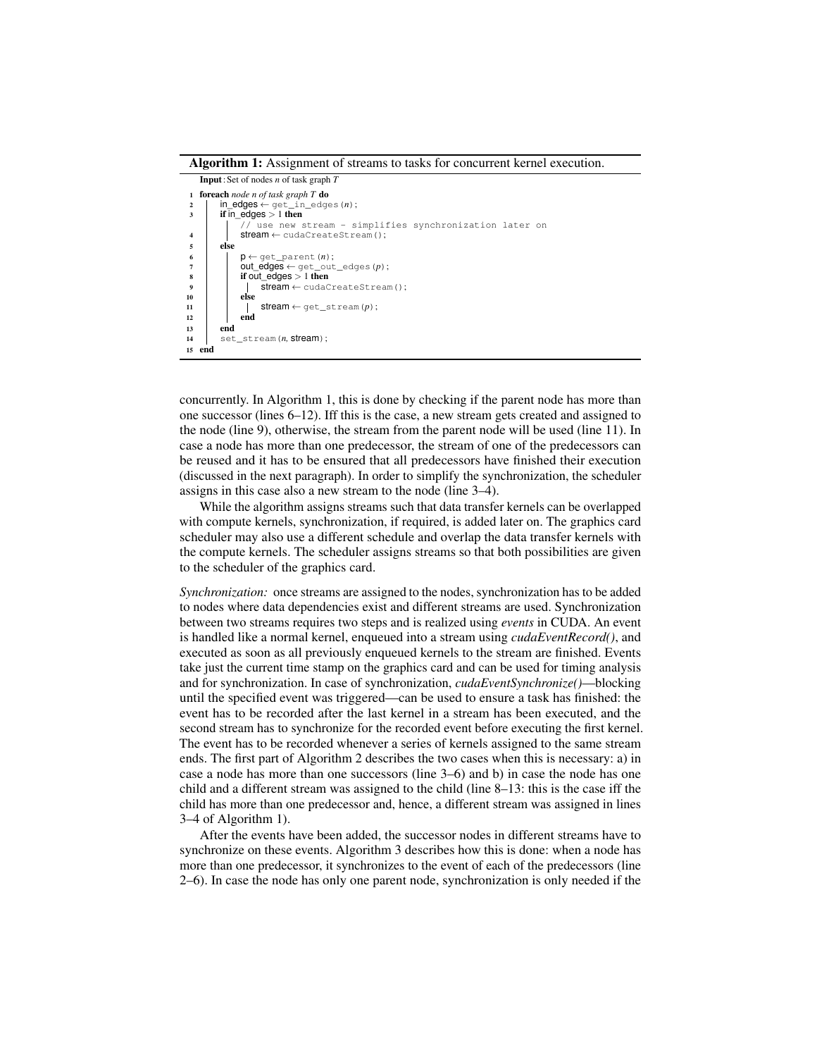**Algorithm 1:** Assignment of streams to tasks for concurrent kernel execution.

```
Input: Set of nodes n of task graph T
1  foreach node n of task graph T do
2      in_edges ← get_in_edges(n);
3      if in_edges > 1 then
           // use new stream - simplifies synchronization later on
4          stream ← cudaCreateStream();
5      else
6          p ← get_parent(n);
7          out_edges ← get_out_edges(p);
8          if out_edges > 1 then
9              stream ← cudaCreateStream();
10         else
11             stream ← get_stream(p);
12         end
13     end
14     set_stream(n, stream);
15 end
```

concurrently. In Algorithm 1, this is done by checking if the parent node has more than one successor (lines 6–12). Iff this is the case, a new stream gets created and assigned to the node (line 9), otherwise, the stream from the parent node will be used (line 11). In case a node has more than one predecessor, the stream of one of the predecessors can be reused and it has to be ensured that all predecessors have finished their execution (discussed in the next paragraph). In order to simplify the synchronization, the scheduler assigns in this case also a new stream to the node (line 3–4).

While the algorithm assigns streams such that data transfer kernels can be overlapped with compute kernels, synchronization, if required, is added later on. The graphics card scheduler may also use a different schedule and overlap the data transfer kernels with the compute kernels. The scheduler assigns streams so that both possibilities are given to the scheduler of the graphics card.

*Synchronization:* once streams are assigned to the nodes, synchronization has to be added to nodes where data dependencies exist and different streams are used. Synchronization between two streams requires two steps and is realized using *events* in CUDA. An event is handled like a normal kernel, enqueued into a stream using *cudaEventRecord()*, and executed as soon as all previously enqueued kernels to the stream are finished. Events take just the current time stamp on the graphics card and can be used for timing analysis and for synchronization. In case of synchronization, *cudaEventSynchronize()*—blocking until the specified event was triggered—can be used to ensure a task has finished: the event has to be recorded after the last kernel in a stream has been executed, and the second stream has to synchronize for the recorded event before executing the first kernel. The event has to be recorded whenever a series of kernels assigned to the same stream ends. The first part of Algorithm 2 describes the two cases when this is necessary: a) in case a node has more than one successors (line 3–6) and b) in case the node has one child and a different stream was assigned to the child (line 8–13: this is the case iff the child has more than one predecessor and, hence, a different stream was assigned in lines 3–4 of Algorithm 1).

After the events have been added, the successor nodes in different streams have to synchronize on these events. Algorithm 3 describes how this is done: when a node has more than one predecessor, it synchronizes to the event of each of the predecessors (line 2–6). In case the node has only one parent node, synchronization is only needed if the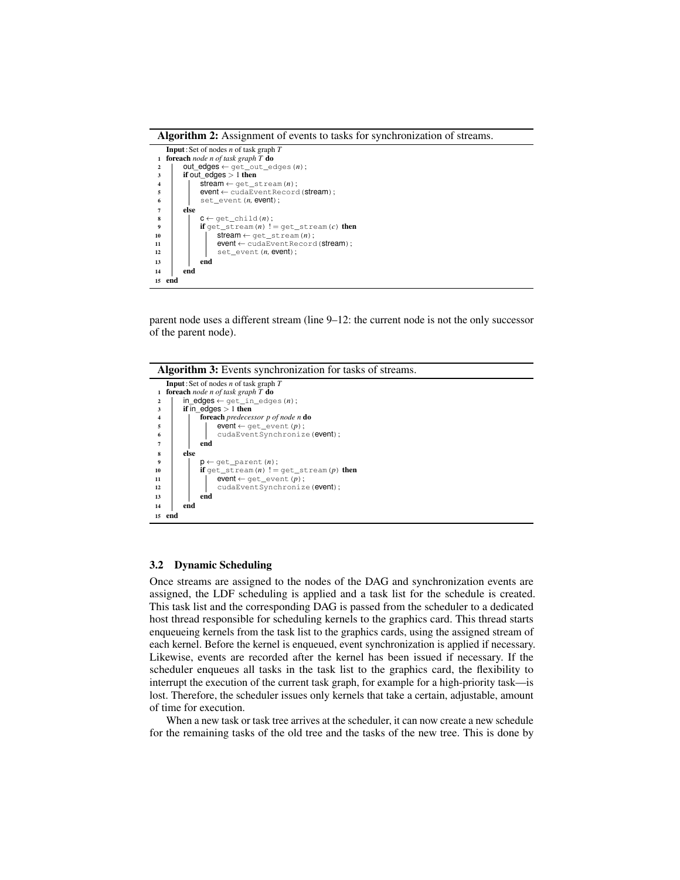**Algorithm 2:** Assignment of events to tasks for synchronization of streams.

```
   Input: Set of nodes n of task graph T
1  foreach node n of task graph T do
2      out_edges ← get_out_edges(n);
3      if out_edges > 1 then
4          stream ← get_stream(n);
5          event ← cudaEventRecord(stream);
6          set_event(n, event);
7      else
8          c ← get_child(n);
9          if get_stream(n) != get_stream(c) then
10             stream ← get_stream(n);
11             event ← cudaEventRecord(stream);
12             set_event(n, event);
13         end
14     end
15 end
```

parent node uses a different stream (line 9–12: the current node is not the only successor of the parent node).

**Algorithm 3:** Events synchronization for tasks of streams.

```
   Input: Set of nodes n of task graph T
1  foreach node n of task graph T do
2      in_edges ← get_in_edges(n);
3      if in_edges > 1 then
4          foreach predecessor p of node n do
5              event ← get_event(p);
6              cudaEventSynchronize(event);
7          end
8      else
9          p ← get_parent(n);
10         if get_stream(n) != get_stream(p) then
11             event ← get_event(p);
12             cudaEventSynchronize(event);
13         end
14     end
15 end
```

### 3.2 Dynamic Scheduling

Once streams are assigned to the nodes of the DAG and synchronization events are assigned, the LDF scheduling is applied and a task list for the schedule is created. This task list and the corresponding DAG is passed from the scheduler to a dedicated host thread responsible for scheduling kernels to the graphics card. This thread starts enqueueing kernels from the task list to the graphics cards, using the assigned stream of each kernel. Before the kernel is enqueued, event synchronization is applied if necessary. Likewise, events are recorded after the kernel has been issued if necessary. If the scheduler enqueues all tasks in the task list to the graphics card, the flexibility to interrupt the execution of the current task graph, for example for a high-priority task—is lost. Therefore, the scheduler issues only kernels that take a certain, adjustable, amount of time for execution.

When a new task or task tree arrives at the scheduler, it can now create a new schedule for the remaining tasks of the old tree and the tasks of the new tree. This is done by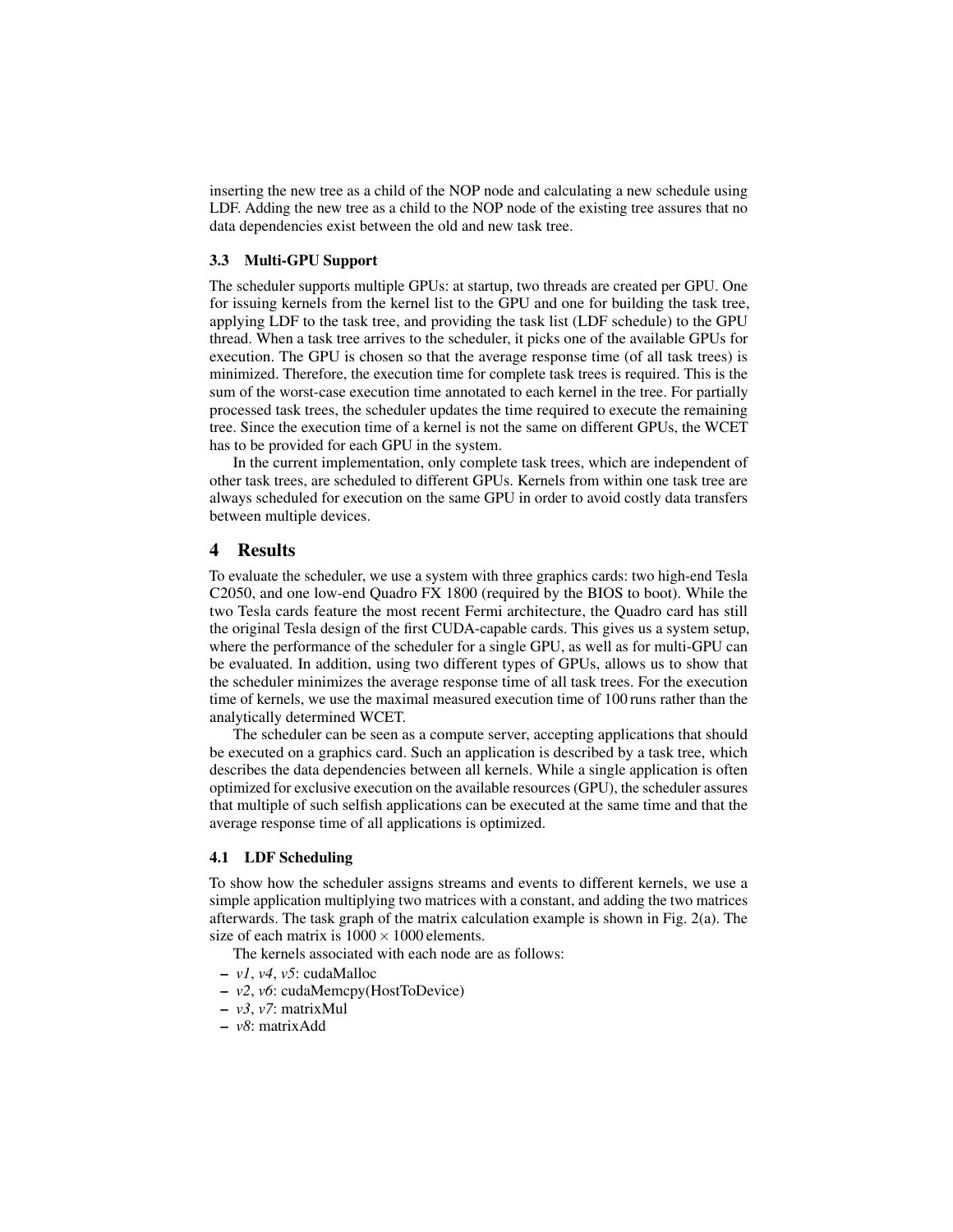inserting the new tree as a child of the NOP node and calculating a new schedule using LDF. Adding the new tree as a child to the NOP node of the existing tree assures that no data dependencies exist between the old and new task tree.

### 3.3 Multi-GPU Support

The scheduler supports multiple GPUs: at startup, two threads are created per GPU. One for issuing kernels from the kernel list to the GPU and one for building the task tree, applying LDF to the task tree, and providing the task list (LDF schedule) to the GPU thread. When a task tree arrives to the scheduler, it picks one of the available GPUs for execution. The GPU is chosen so that the average response time (of all task trees) is minimized. Therefore, the execution time for complete task trees is required. This is the sum of the worst-case execution time annotated to each kernel in the tree. For partially processed task trees, the scheduler updates the time required to execute the remaining tree. Since the execution time of a kernel is not the same on different GPUs, the WCET has to be provided for each GPU in the system.

In the current implementation, only complete task trees, which are independent of other task trees, are scheduled to different GPUs. Kernels from within one task tree are always scheduled for execution on the same GPU in order to avoid costly data transfers between multiple devices.

## 4 Results

To evaluate the scheduler, we use a system with three graphics cards: two high-end Tesla C2050, and one low-end Quadro FX 1800 (required by the BIOS to boot). While the two Tesla cards feature the most recent Fermi architecture, the Quadro card has still the original Tesla design of the first CUDA-capable cards. This gives us a system setup, where the performance of the scheduler for a single GPU, as well as for multi-GPU can be evaluated. In addition, using two different types of GPUs, allows us to show that the scheduler minimizes the average response time of all task trees. For the execution time of kernels, we use the maximal measured execution time of 100 runs rather than the analytically determined WCET.

The scheduler can be seen as a compute server, accepting applications that should be executed on a graphics card. Such an application is described by a task tree, which describes the data dependencies between all kernels. While a single application is often optimized for exclusive execution on the available resources (GPU), the scheduler assures that multiple of such selfish applications can be executed at the same time and that the average response time of all applications is optimized.

### 4.1 LDF Scheduling

To show how the scheduler assigns streams and events to different kernels, we use a simple application multiplying two matrices with a constant, and adding the two matrices afterwards. The task graph of the matrix calculation example is shown in Fig. 2(a). The size of each matrix is $1000 \times 1000$ elements.

The kernels associated with each node are as follows:

- *v1*, *v4*, *v5*: cudaMalloc
- *v2*, *v6*: cudaMemcpy(HostToDevice)
- *v3*, *v7*: matrixMul
- *v8*: matrixAdd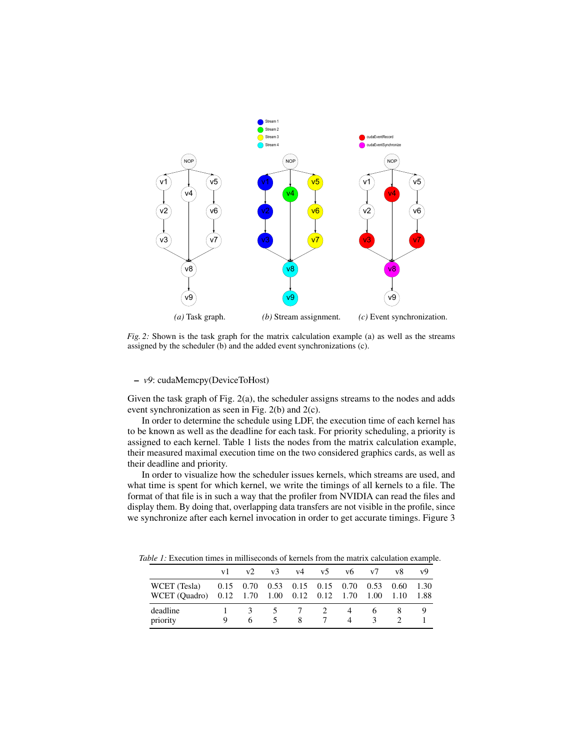*(a)* Task graph. *(b)* Stream assignment. *(c)* Event synchronization.

*Fig. 2:* Shown is the task graph for the matrix calculation example (a) as well as the streams assigned by the scheduler (b) and the added event synchronizations (c).

– *v9*: cudaMemcpy(DeviceToHost)

Given the task graph of Fig. 2(a), the scheduler assigns streams to the nodes and adds event synchronization as seen in Fig. 2(b) and 2(c).

In order to determine the schedule using LDF, the execution time of each kernel has to be known as well as the deadline for each task. For priority scheduling, a priority is assigned to each kernel. Table 1 lists the nodes from the matrix calculation example, their measured maximal execution time on the two considered graphics cards, as well as their deadline and priority.

In order to visualize how the scheduler issues kernels, which streams are used, and what time is spent for which kernel, we write the timings of all kernels to a file. The format of that file is in such a way that the profiler from NVIDIA can read the files and display them. By doing that, overlapping data transfers are not visible in the profile, since we synchronize after each kernel invocation in order to get accurate timings. Figure 3

*Table 1:* Execution times in milliseconds of kernels from the matrix calculation example.

| | v1 | v2 | v3 | v4 | v5 | v6 | v7 | v8 | v9 |
|---|---|---|---|---|---|---|---|---|---|
| WCET (Tesla) | 0.15 | 0.70 | 0.53 | 0.15 | 0.15 | 0.70 | 0.53 | 0.60 | 1.30 |
| WCET (Quadro) | 0.12 | 1.70 | 1.00 | 0.12 | 0.12 | 1.70 | 1.00 | 1.10 | 1.88 |
| deadline | 1 | 3 | 5 | 7 | 2 | 4 | 6 | 8 | 9 |
| priority | 9 | 6 | 5 | 8 | 7 | 4 | 3 | 2 | 1 |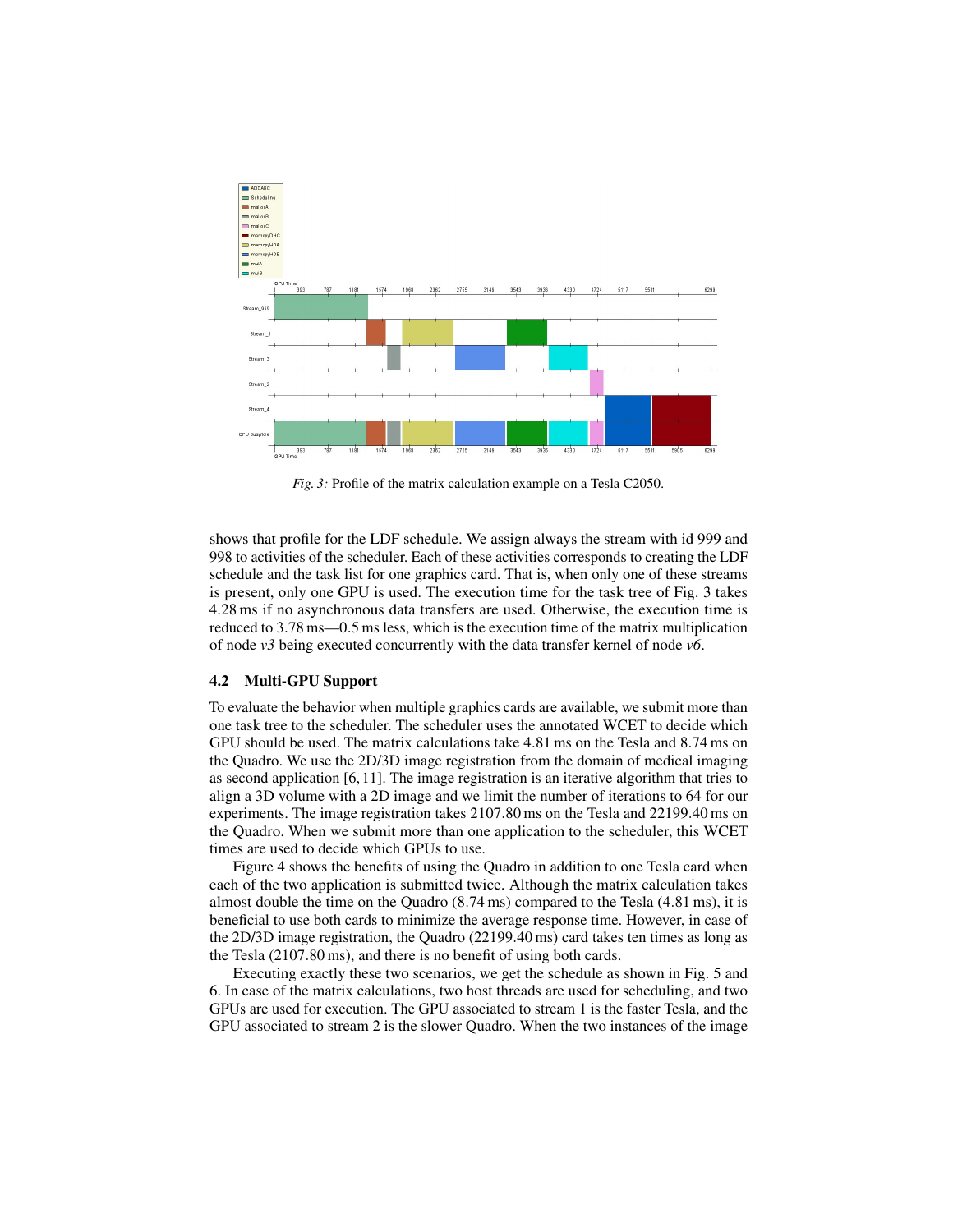*Fig. 3:* Profile of the matrix calculation example on a Tesla C2050.

shows that profile for the LDF schedule. We assign always the stream with id 999 and 998 to activities of the scheduler. Each of these activities corresponds to creating the LDF schedule and the task list for one graphics card. That is, when only one of these streams is present, only one GPU is used. The execution time for the task tree of Fig. 3 takes 4.28 ms if no asynchronous data transfers are used. Otherwise, the execution time is reduced to 3.78 ms—0.5 ms less, which is the execution time of the matrix multiplication of node *v3* being executed concurrently with the data transfer kernel of node *v6*.

### 4.2 Multi-GPU Support

To evaluate the behavior when multiple graphics cards are available, we submit more than one task tree to the scheduler. The scheduler uses the annotated WCET to decide which GPU should be used. The matrix calculations take 4.81 ms on the Tesla and 8.74 ms on the Quadro. We use the 2D/3D image registration from the domain of medical imaging as second application [6, 11]. The image registration is an iterative algorithm that tries to align a 3D volume with a 2D image and we limit the number of iterations to 64 for our experiments. The image registration takes 2107.80 ms on the Tesla and 22199.40 ms on the Quadro. When we submit more than one application to the scheduler, this WCET times are used to decide which GPUs to use.

Figure 4 shows the benefits of using the Quadro in addition to one Tesla card when each of the two application is submitted twice. Although the matrix calculation takes almost double the time on the Quadro (8.74 ms) compared to the Tesla (4.81 ms), it is beneficial to use both cards to minimize the average response time. However, in case of the 2D/3D image registration, the Quadro (22199.40 ms) card takes ten times as long as the Tesla (2107.80 ms), and there is no benefit of using both cards.

Executing exactly these two scenarios, we get the schedule as shown in Fig. 5 and 6. In case of the matrix calculations, two host threads are used for scheduling, and two GPUs are used for execution. The GPU associated to stream 1 is the faster Tesla, and the GPU associated to stream 2 is the slower Quadro. When the two instances of the image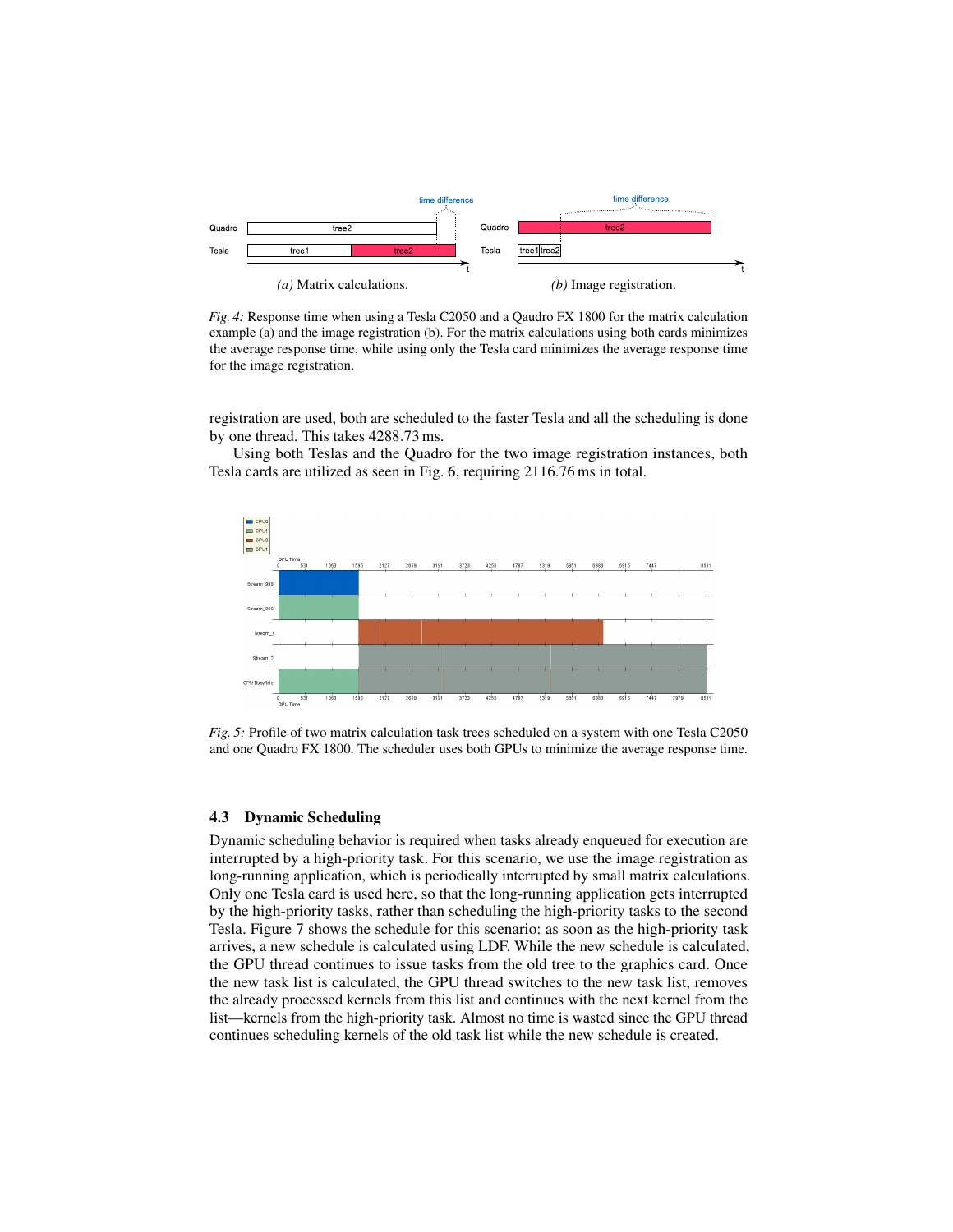*(a)* Matrix calculations.

*(b)* Image registration.

*Fig. 4:* Response time when using a Tesla C2050 and a Qaudro FX 1800 for the matrix calculation example (a) and the image registration (b). For the matrix calculations using both cards minimizes the average response time, while using only the Tesla card minimizes the average response time for the image registration.

registration are used, both are scheduled to the faster Tesla and all the scheduling is done by one thread. This takes 4288.73 ms.

Using both Teslas and the Quadro for the two image registration instances, both Tesla cards are utilized as seen in Fig. 6, requiring 2116.76 ms in total.

*Fig. 5:* Profile of two matrix calculation task trees scheduled on a system with one Tesla C2050 and one Quadro FX 1800. The scheduler uses both GPUs to minimize the average response time.

### 4.3 Dynamic Scheduling

Dynamic scheduling behavior is required when tasks already enqueued for execution are interrupted by a high-priority task. For this scenario, we use the image registration as long-running application, which is periodically interrupted by small matrix calculations. Only one Tesla card is used here, so that the long-running application gets interrupted by the high-priority tasks, rather than scheduling the high-priority tasks to the second Tesla. Figure 7 shows the schedule for this scenario: as soon as the high-priority task arrives, a new schedule is calculated using LDF. While the new schedule is calculated, the GPU thread continues to issue tasks from the old tree to the graphics card. Once the new task list is calculated, the GPU thread switches to the new task list, removes the already processed kernels from this list and continues with the next kernel from the list—kernels from the high-priority task. Almost no time is wasted since the GPU thread continues scheduling kernels of the old task list while the new schedule is created.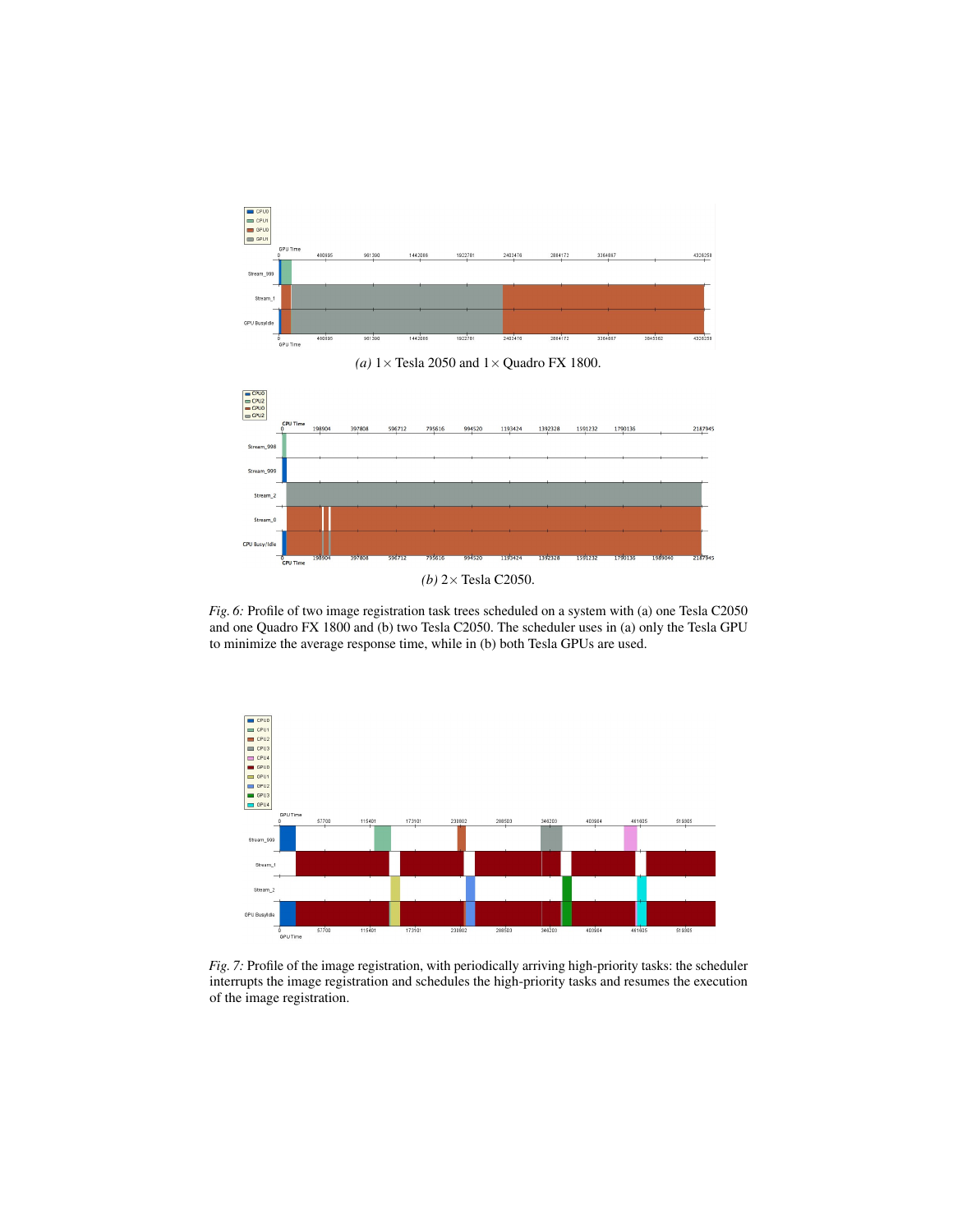*(a)* 1× Tesla 2050 and 1× Quadro FX 1800.

*(b)* 2× Tesla C2050.

*Fig. 6:* Profile of two image registration task trees scheduled on a system with (a) one Tesla C2050 and one Quadro FX 1800 and (b) two Tesla C2050. The scheduler uses in (a) only the Tesla GPU to minimize the average response time, while in (b) both Tesla GPUs are used.

*Fig. 7:* Profile of the image registration, with periodically arriving high-priority tasks: the scheduler interrupts the image registration and schedules the high-priority tasks and resumes the execution of the image registration.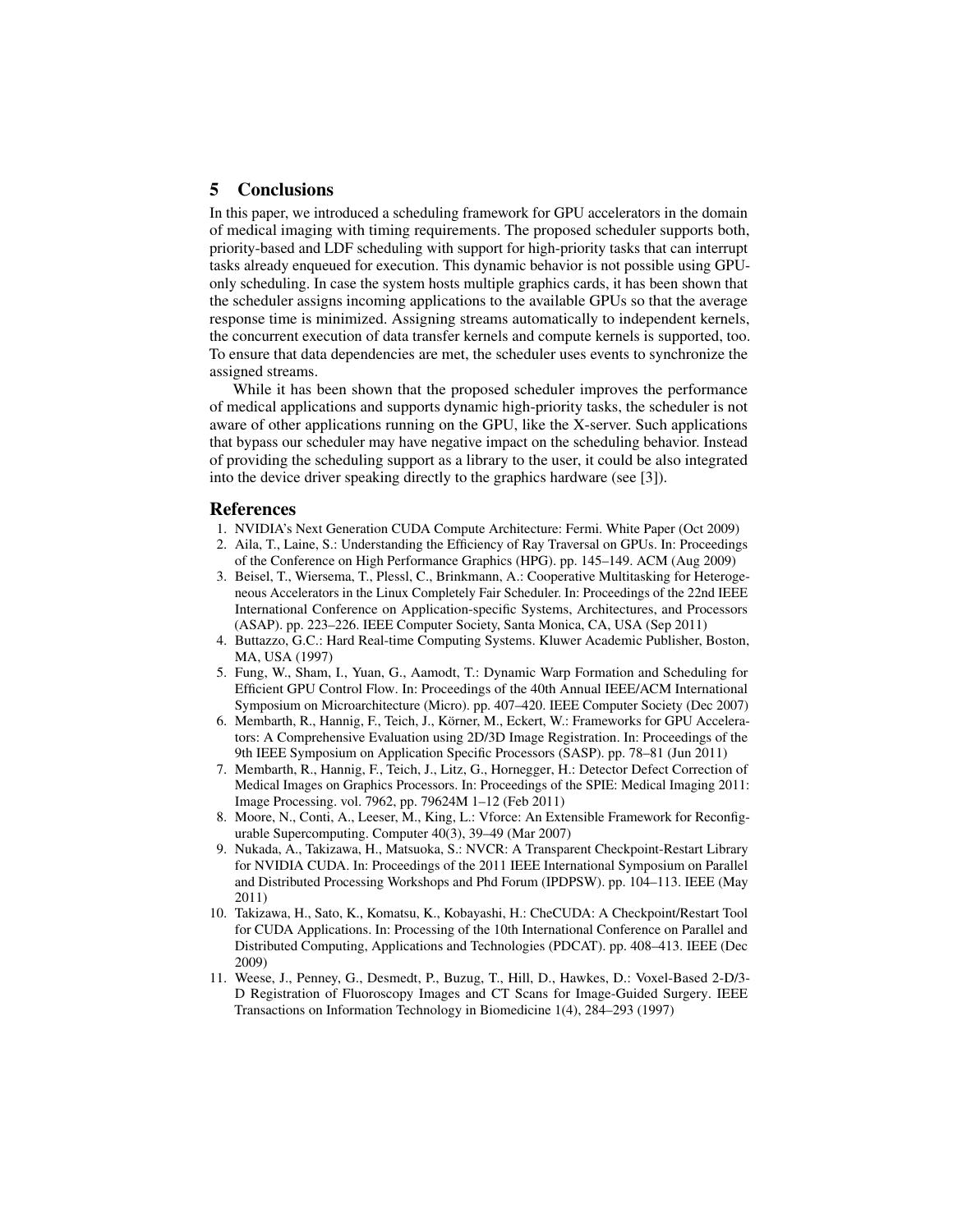## 5 Conclusions

In this paper, we introduced a scheduling framework for GPU accelerators in the domain of medical imaging with timing requirements. The proposed scheduler supports both, priority-based and LDF scheduling with support for high-priority tasks that can interrupt tasks already enqueued for execution. This dynamic behavior is not possible using GPU-only scheduling. In case the system hosts multiple graphics cards, it has been shown that the scheduler assigns incoming applications to the available GPUs so that the average response time is minimized. Assigning streams automatically to independent kernels, the concurrent execution of data transfer kernels and compute kernels is supported, too. To ensure that data dependencies are met, the scheduler uses events to synchronize the assigned streams.

While it has been shown that the proposed scheduler improves the performance of medical applications and supports dynamic high-priority tasks, the scheduler is not aware of other applications running on the GPU, like the X-server. Such applications that bypass our scheduler may have negative impact on the scheduling behavior. Instead of providing the scheduling support as a library to the user, it could be also integrated into the device driver speaking directly to the graphics hardware (see [3]).

## References

1. NVIDIA's Next Generation CUDA Compute Architecture: Fermi. White Paper (Oct 2009)
2. Aila, T., Laine, S.: Understanding the Efficiency of Ray Traversal on GPUs. In: Proceedings of the Conference on High Performance Graphics (HPG). pp. 145–149. ACM (Aug 2009)
3. Beisel, T., Wiersema, T., Plessl, C., Brinkmann, A.: Cooperative Multitasking for Heterogeneous Accelerators in the Linux Completely Fair Scheduler. In: Proceedings of the 22nd IEEE International Conference on Application-specific Systems, Architectures, and Processors (ASAP). pp. 223–226. IEEE Computer Society, Santa Monica, CA, USA (Sep 2011)
4. Buttazzo, G.C.: Hard Real-time Computing Systems. Kluwer Academic Publisher, Boston, MA, USA (1997)
5. Fung, W., Sham, I., Yuan, G., Aamodt, T.: Dynamic Warp Formation and Scheduling for Efficient GPU Control Flow. In: Proceedings of the 40th Annual IEEE/ACM International Symposium on Microarchitecture (Micro). pp. 407–420. IEEE Computer Society (Dec 2007)
6. Membarth, R., Hannig, F., Teich, J., Körner, M., Eckert, W.: Frameworks for GPU Accelerators: A Comprehensive Evaluation using 2D/3D Image Registration. In: Proceedings of the 9th IEEE Symposium on Application Specific Processors (SASP). pp. 78–81 (Jun 2011)
7. Membarth, R., Hannig, F., Teich, J., Litz, G., Hornegger, H.: Detector Defect Correction of Medical Images on Graphics Processors. In: Proceedings of the SPIE: Medical Imaging 2011: Image Processing. vol. 7962, pp. 79624M 1–12 (Feb 2011)
8. Moore, N., Conti, A., Leeser, M., King, L.: Vforce: An Extensible Framework for Reconfigurable Supercomputing. Computer 40(3), 39–49 (Mar 2007)
9. Nukada, A., Takizawa, H., Matsuoka, S.: NVCR: A Transparent Checkpoint-Restart Library for NVIDIA CUDA. In: Proceedings of the 2011 IEEE International Symposium on Parallel and Distributed Processing Workshops and Phd Forum (IPDPSW). pp. 104–113. IEEE (May 2011)
10. Takizawa, H., Sato, K., Komatsu, K., Kobayashi, H.: CheCUDA: A Checkpoint/Restart Tool for CUDA Applications. In: Processing of the 10th International Conference on Parallel and Distributed Computing, Applications and Technologies (PDCAT). pp. 408–413. IEEE (Dec 2009)
11. Weese, J., Penney, G., Desmedt, P., Buzug, T., Hill, D., Hawkes, D.: Voxel-Based 2-D/3-D Registration of Fluoroscopy Images and CT Scans for Image-Guided Surgery. IEEE Transactions on Information Technology in Biomedicine 1(4), 284–293 (1997)